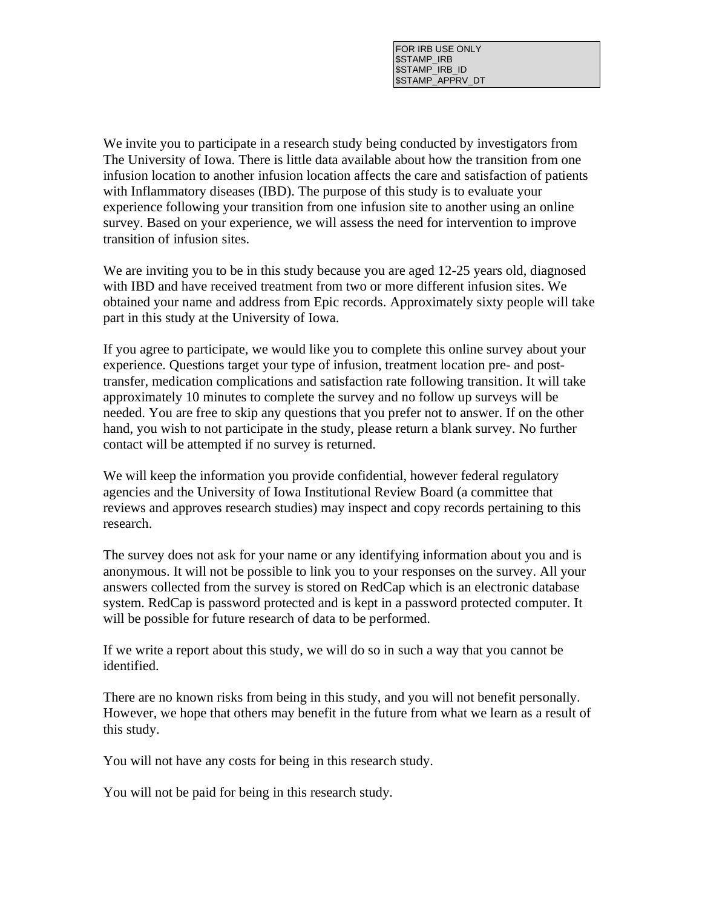FOR IRB USE ONLY
$STAMP_IRB
$STAMP_IRB_ID
$STAMP_APPRV_DT

We invite you to participate in a research study being conducted by investigators from The University of Iowa. There is little data available about how the transition from one infusion location to another infusion location affects the care and satisfaction of patients with Inflammatory diseases (IBD). The purpose of this study is to evaluate your experience following your transition from one infusion site to another using an online survey. Based on your experience, we will assess the need for intervention to improve transition of infusion sites.

We are inviting you to be in this study because you are aged 12-25 years old, diagnosed with IBD and have received treatment from two or more different infusion sites. We obtained your name and address from Epic records. Approximately sixty people will take part in this study at the University of Iowa.

If you agree to participate, we would like you to complete this online survey about your experience. Questions target your type of infusion, treatment location pre- and post-transfer, medication complications and satisfaction rate following transition. It will take approximately 10 minutes to complete the survey and no follow up surveys will be needed. You are free to skip any questions that you prefer not to answer. If on the other hand, you wish to not participate in the study, please return a blank survey. No further contact will be attempted if no survey is returned.

We will keep the information you provide confidential, however federal regulatory agencies and the University of Iowa Institutional Review Board (a committee that reviews and approves research studies) may inspect and copy records pertaining to this research.

The survey does not ask for your name or any identifying information about you and is anonymous. It will not be possible to link you to your responses on the survey. All your answers collected from the survey is stored on RedCap which is an electronic database system. RedCap is password protected and is kept in a password protected computer. It will be possible for future research of data to be performed.

If we write a report about this study, we will do so in such a way that you cannot be identified.

There are no known risks from being in this study, and you will not benefit personally. However, we hope that others may benefit in the future from what we learn as a result of this study.

You will not have any costs for being in this research study.

You will not be paid for being in this research study.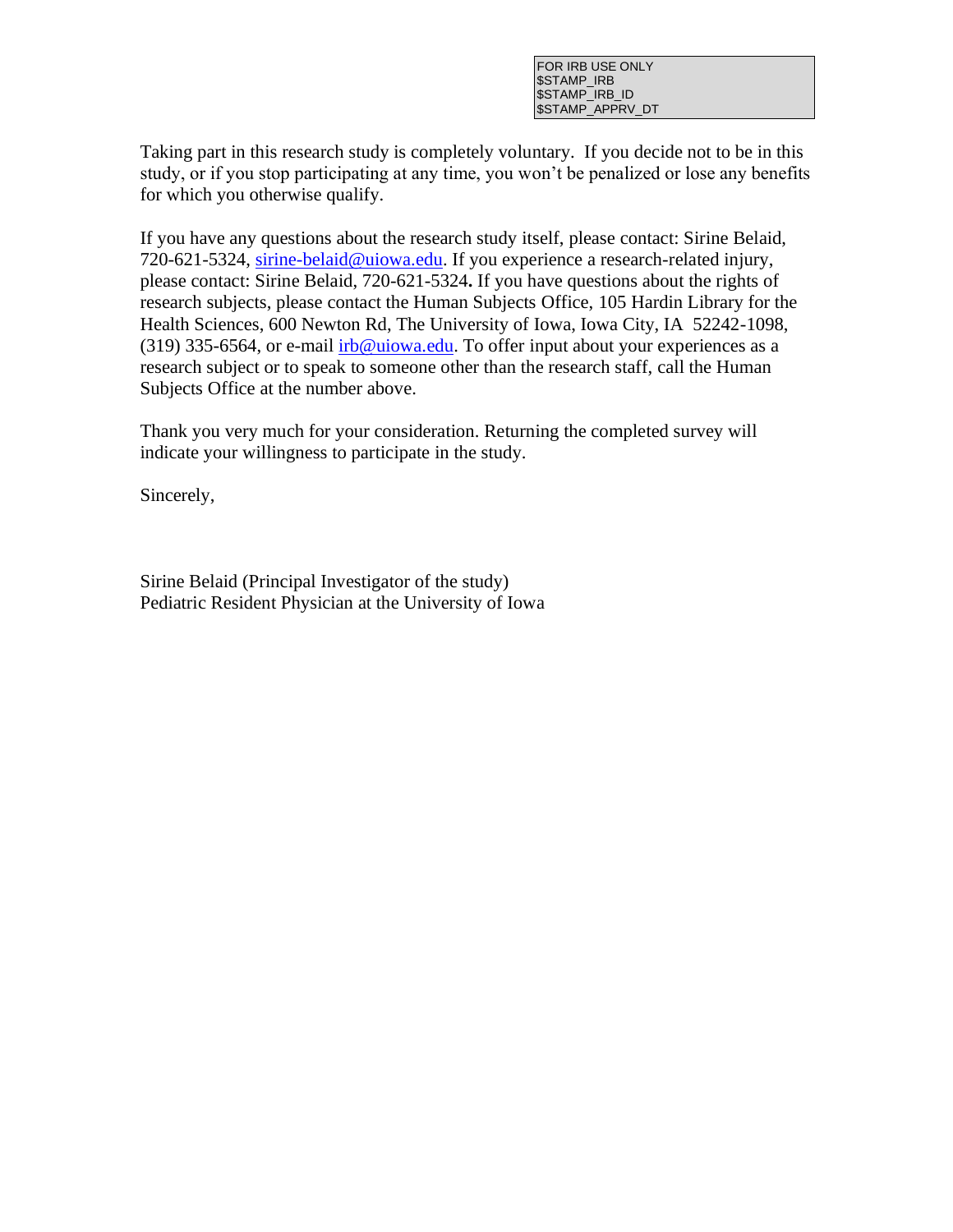FOR IRB USE ONLY
$STAMP_IRB
$STAMP_IRB_ID
$STAMP_APPRV_DT

Taking part in this research study is completely voluntary. If you decide not to be in this study, or if you stop participating at any time, you won't be penalized or lose any benefits for which you otherwise qualify.

If you have any questions about the research study itself, please contact: Sirine Belaid, 720-621-5324, sirine-belaid@uiowa.edu. If you experience a research-related injury, please contact: Sirine Belaid, 720-621-5324**.** If you have questions about the rights of research subjects, please contact the Human Subjects Office, 105 Hardin Library for the Health Sciences, 600 Newton Rd, The University of Iowa, Iowa City, IA 52242-1098, (319) 335-6564, or e-mail irb@uiowa.edu. To offer input about your experiences as a research subject or to speak to someone other than the research staff, call the Human Subjects Office at the number above.

Thank you very much for your consideration. Returning the completed survey will indicate your willingness to participate in the study.

Sincerely,

Sirine Belaid (Principal Investigator of the study)
Pediatric Resident Physician at the University of Iowa